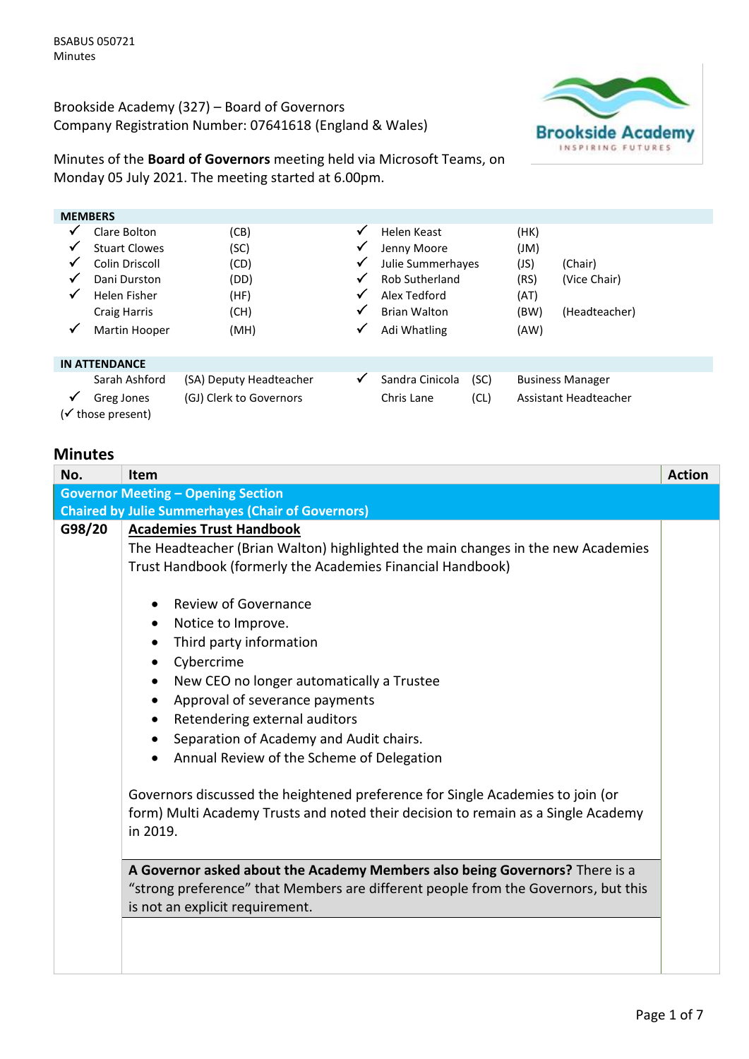BSABUS 050721
Minutes

Brookside Academy (327) – Board of Governors
Company Registration Number: 07641618 (England & Wales)

Minutes of the **Board of Governors** meeting held via Microsoft Teams, on Monday 05 July 2021. The meeting started at 6.00pm.

**MEMBERS**

| | Name | Initials | | | Name | Initials | Role |
|---|---|---|---|---|---|---|---|
| ✓ | Clare Bolton | (CB) | | ✓ | Helen Keast | (HK) | |
| ✓ | Stuart Clowes | (SC) | | ✓ | Jenny Moore | (JM) | |
| ✓ | Colin Driscoll | (CD) | | ✓ | Julie Summerhayes | (JS) | (Chair) |
| ✓ | Dani Durston | (DD) | | ✓ | Rob Sutherland | (RS) | (Vice Chair) |
| ✓ | Helen Fisher | (HF) | | ✓ | Alex Tedford | (AT) | |
| | Craig Harris | (CH) | | ✓ | Brian Walton | (BW) | (Headteacher) |
| ✓ | Martin Hooper | (MH) | | ✓ | Adi Whatling | (AW) | |

**IN ATTENDANCE**

| | Name | Role | | Name | Initials | Role |
|---|---|---|---|---|---|---|
| | Sarah Ashford | (SA) Deputy Headteacher | ✓ | Sandra Cinicola | (SC) | Business Manager |
| ✓ | Greg Jones | (GJ) Clerk to Governors | | Chris Lane | (CL) | Assistant Headteacher |

(✓ those present)

## Minutes

| No. | Item | Action |
|---|---|---|
| **Governor Meeting – Opening Section<br>Chaired by Julie Summerhayes (Chair of Governors)** | | |
| G98/20 | **Academies Trust Handbook**<br>The Headteacher (Brian Walton) highlighted the main changes in the new Academies Trust Handbook (formerly the Academies Financial Handbook)<br><br>• Review of Governance<br>• Notice to Improve.<br>• Third party information<br>• Cybercrime<br>• New CEO no longer automatically a Trustee<br>• Approval of severance payments<br>• Retendering external auditors<br>• Separation of Academy and Audit chairs.<br>• Annual Review of the Scheme of Delegation<br><br>Governors discussed the heightened preference for Single Academies to join (or form) Multi Academy Trusts and noted their decision to remain as a Single Academy in 2019.<br><br>**A Governor asked about the Academy Members also being Governors?** There is a "strong preference" that Members are different people from the Governors, but this is not an explicit requirement. | |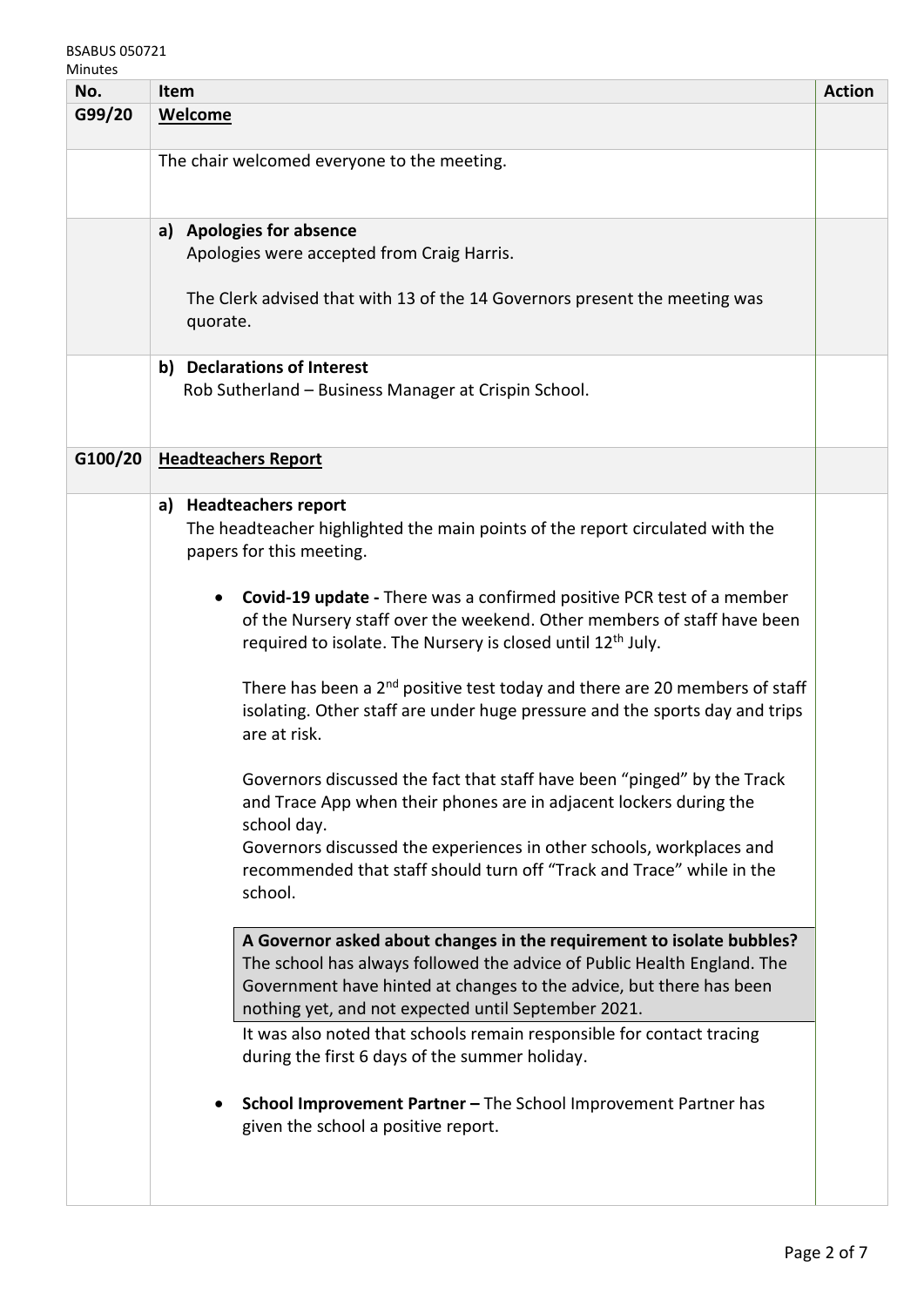BSABUS 050721
Minutes

| No. | Item | Action |
|---|---|---|
| G99/20 | **Welcome** | |
| | The chair welcomed everyone to the meeting. | |
| | **a) Apologies for absence**<br>Apologies were accepted from Craig Harris.<br><br>The Clerk advised that with 13 of the 14 Governors present the meeting was quorate. | |
| | **b) Declarations of Interest**<br>Rob Sutherland – Business Manager at Crispin School. | |
| G100/20 | **Headteachers Report** | |
| | **a) Headteachers report**<br>The headteacher highlighted the main points of the report circulated with the papers for this meeting.<br><br>• **Covid-19 update -** There was a confirmed positive PCR test of a member of the Nursery staff over the weekend. Other members of staff have been required to isolate. The Nursery is closed until 12th July.<br><br>There has been a 2nd positive test today and there are 20 members of staff isolating. Other staff are under huge pressure and the sports day and trips are at risk.<br><br>Governors discussed the fact that staff have been "pinged" by the Track and Trace App when their phones are in adjacent lockers during the school day.<br>Governors discussed the experiences in other schools, workplaces and recommended that staff should turn off "Track and Trace" while in the school.<br><br>**A Governor asked about changes in the requirement to isolate bubbles?**<br>The school has always followed the advice of Public Health England. The Government have hinted at changes to the advice, but there has been nothing yet, and not expected until September 2021.<br>It was also noted that schools remain responsible for contact tracing during the first 6 days of the summer holiday.<br><br>• **School Improvement Partner –** The School Improvement Partner has given the school a positive report. | |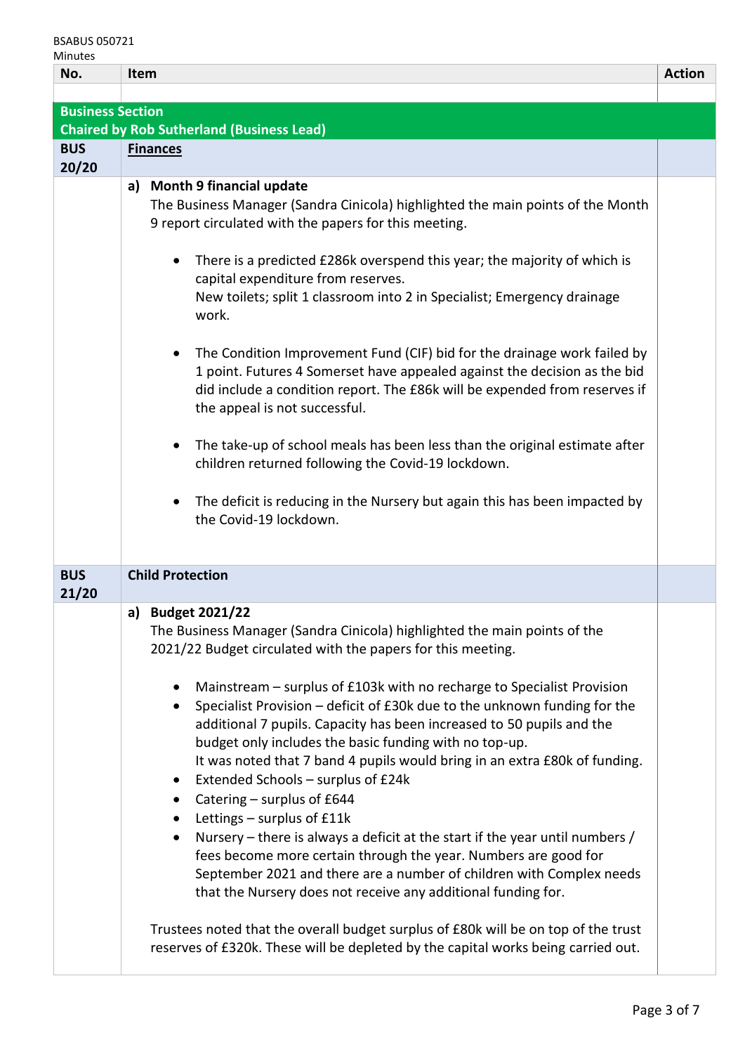BSABUS 050721
Minutes

| No. | Item | Action |
|---|---|---|
| | | |
| **Business Section**<br>**Chaired by Rob Sutherland (Business Lead)** | | |
| **BUS 20/20** | **Finances** | |
| | **a) Month 9 financial update**<br>The Business Manager (Sandra Cinicola) highlighted the main points of the Month 9 report circulated with the papers for this meeting.<br><br>• There is a predicted £286k overspend this year; the majority of which is capital expenditure from reserves.<br>New toilets; split 1 classroom into 2 in Specialist; Emergency drainage work.<br><br>• The Condition Improvement Fund (CIF) bid for the drainage work failed by 1 point. Futures 4 Somerset have appealed against the decision as the bid did include a condition report. The £86k will be expended from reserves if the appeal is not successful.<br><br>• The take-up of school meals has been less than the original estimate after children returned following the Covid-19 lockdown.<br><br>• The deficit is reducing in the Nursery but again this has been impacted by the Covid-19 lockdown. | |
| **BUS 21/20** | **Child Protection** | |
| | **a) Budget 2021/22**<br>The Business Manager (Sandra Cinicola) highlighted the main points of the 2021/22 Budget circulated with the papers for this meeting.<br><br>• Mainstream – surplus of £103k with no recharge to Specialist Provision<br>• Specialist Provision – deficit of £30k due to the unknown funding for the additional 7 pupils. Capacity has been increased to 50 pupils and the budget only includes the basic funding with no top-up.<br>It was noted that 7 band 4 pupils would bring in an extra £80k of funding.<br>• Extended Schools – surplus of £24k<br>• Catering – surplus of £644<br>• Lettings – surplus of £11k<br>• Nursery – there is always a deficit at the start if the year until numbers / fees become more certain through the year. Numbers are good for September 2021 and there are a number of children with Complex needs that the Nursery does not receive any additional funding for.<br><br>Trustees noted that the overall budget surplus of £80k will be on top of the trust reserves of £320k. These will be depleted by the capital works being carried out. | |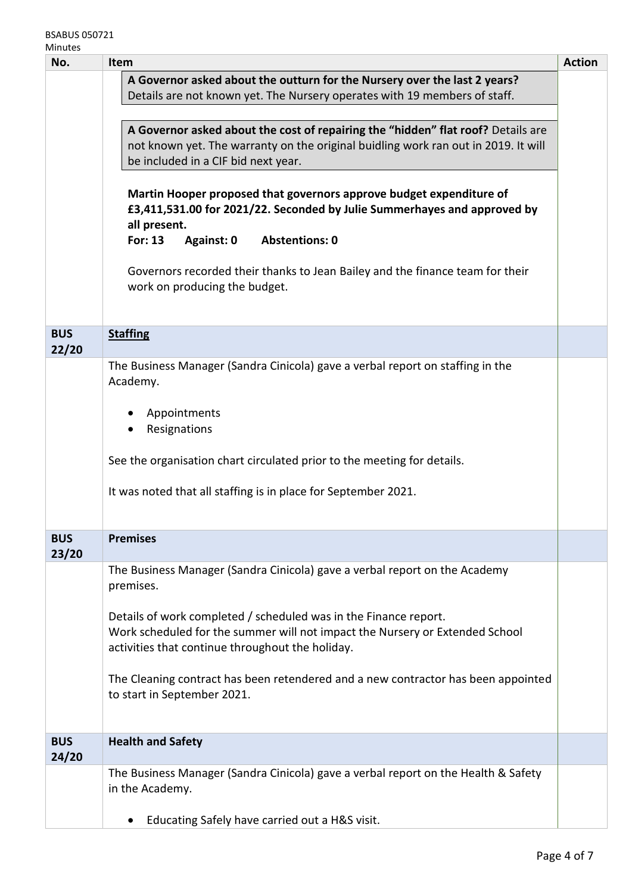| No. | Item | Action |
|---|---|---|
| | **A Governor asked about the outturn for the Nursery over the last 2 years?** Details are not known yet. The Nursery operates with 19 members of staff.<br><br>**A Governor asked about the cost of repairing the "hidden" flat roof?** Details are not known yet. The warranty on the original buidling work ran out in 2019. It will be included in a CIF bid next year.<br><br>**Martin Hooper proposed that governors approve budget expenditure of £3,411,531.00 for 2021/22. Seconded by Julie Summerhayes and approved by all present.**<br>**For: 13 Against: 0 Abstentions: 0**<br><br>Governors recorded their thanks to Jean Bailey and the finance team for their work on producing the budget. | |
| **BUS 22/20** | **Staffing** | |
| | The Business Manager (Sandra Cinicola) gave a verbal report on staffing in the Academy.<br><br>• Appointments<br>• Resignations<br><br>See the organisation chart circulated prior to the meeting for details.<br><br>It was noted that all staffing is in place for September 2021. | |
| **BUS 23/20** | **Premises** | |
| | The Business Manager (Sandra Cinicola) gave a verbal report on the Academy premises.<br><br>Details of work completed / scheduled was in the Finance report.<br>Work scheduled for the summer will not impact the Nursery or Extended School activities that continue throughout the holiday.<br><br>The Cleaning contract has been retendered and a new contractor has been appointed to start in September 2021. | |
| **BUS 24/20** | **Health and Safety** | |
| | The Business Manager (Sandra Cinicola) gave a verbal report on the Health & Safety in the Academy.<br><br>• Educating Safely have carried out a H&S visit. | |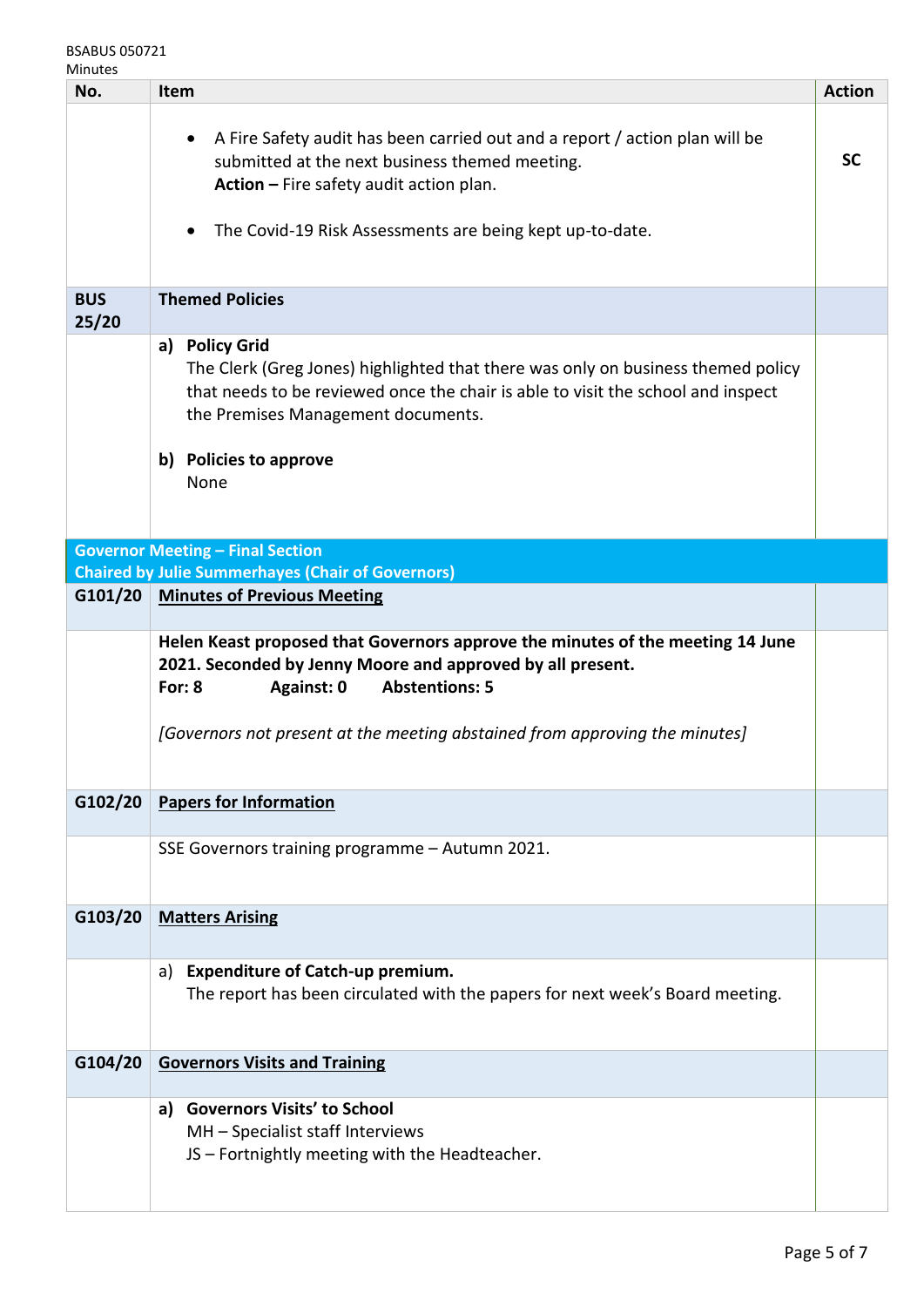| No. | Item | Action |
|---|---|---|
| | • A Fire Safety audit has been carried out and a report / action plan will be submitted at the next business themed meeting. **Action –** Fire safety audit action plan.<br><br>• The Covid-19 Risk Assessments are being kept up-to-date. | **SC** |
| **BUS 25/20** | **Themed Policies** | |
| | **a) Policy Grid**<br>The Clerk (Greg Jones) highlighted that there was only on business themed policy that needs to be reviewed once the chair is able to visit the school and inspect the Premises Management documents.<br><br>**b) Policies to approve**<br>None | |
| **Governor Meeting – Final Section**<br>**Chaired by Julie Summerhayes (Chair of Governors)** | | |
| **G101/20** | **Minutes of Previous Meeting** | |
| | **Helen Keast proposed that Governors approve the minutes of the meeting 14 June 2021. Seconded by Jenny Moore and approved by all present.**<br>**For: 8 Against: 0 Abstentions: 5**<br><br>*[Governors not present at the meeting abstained from approving the minutes]* | |
| **G102/20** | **Papers for Information** | |
| | SSE Governors training programme – Autumn 2021. | |
| **G103/20** | **Matters Arising** | |
| | a) **Expenditure of Catch-up premium.**<br>The report has been circulated with the papers for next week's Board meeting. | |
| **G104/20** | **Governors Visits and Training** | |
| | **a) Governors Visits' to School**<br>MH – Specialist staff Interviews<br>JS – Fortnightly meeting with the Headteacher. | |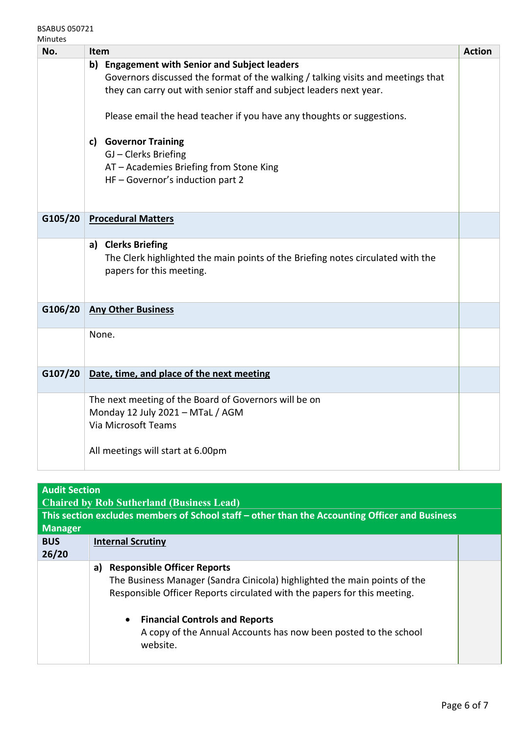| No. | Item | Action |
|---|---|---|
| | **b) Engagement with Senior and Subject leaders**<br>Governors discussed the format of the walking / talking visits and meetings that they can carry out with senior staff and subject leaders next year.<br><br>Please email the head teacher if you have any thoughts or suggestions.<br><br>**c) Governor Training**<br>GJ – Clerks Briefing<br>AT – Academies Briefing from Stone King<br>HF – Governor's induction part 2 | |
| **G105/20** | **Procedural Matters** | |
| | **a) Clerks Briefing**<br>The Clerk highlighted the main points of the Briefing notes circulated with the papers for this meeting. | |
| **G106/20** | **Any Other Business** | |
| | None. | |
| **G107/20** | **Date, time, and place of the next meeting** | |
| | The next meeting of the Board of Governors will be on<br>Monday 12 July 2021 – MTaL / AGM<br>Via Microsoft Teams<br><br>All meetings will start at 6.00pm | |

**Audit Section**
**Chaired by Rob Sutherland (Business Lead)**
**This section excludes members of School staff – other than the Accounting Officer and Business Manager**

| | | |
|---|---|---|
| **BUS 26/20** | **Internal Scrutiny** | |
| | **a) Responsible Officer Reports**<br>The Business Manager (Sandra Cinicola) highlighted the main points of the Responsible Officer Reports circulated with the papers for this meeting.<br><br>• **Financial Controls and Reports**<br>A copy of the Annual Accounts has now been posted to the school website. | |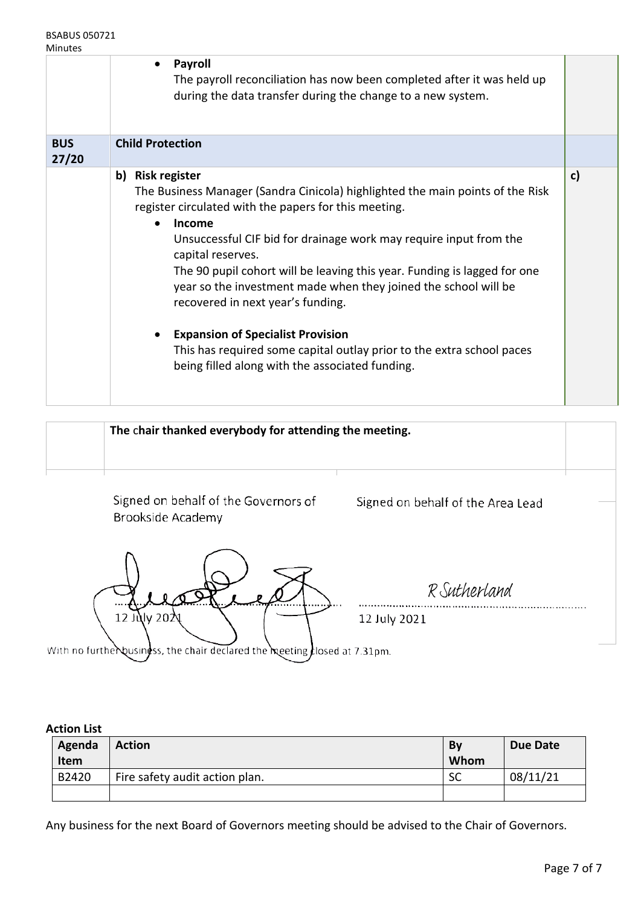| | | |
|---|---|---|
| | • **Payroll**<br>The payroll reconciliation has now been completed after it was held up during the data transfer during the change to a new system. | |
| **BUS 27/20** | **Child Protection** | |
| | **b) Risk register**<br>The Business Manager (Sandra Cinicola) highlighted the main points of the Risk register circulated with the papers for this meeting.<br>• **Income**<br>Unsuccessful CIF bid for drainage work may require input from the capital reserves.<br>The 90 pupil cohort will be leaving this year. Funding is lagged for one year so the investment made when they joined the school will be recovered in next year's funding.<br>• **Expansion of Specialist Provision**<br>This has required some capital outlay prior to the extra school paces being filled along with the associated funding. | **c)** |

**The chair thanked everybody for attending the meeting.**

| Signed on behalf of the Governors of Brookside Academy | Signed on behalf of the Area Lead |
|---|---|
| [signature] | R Sutherland |
| 12 July 2021 | 12 July 2021 |

With no further business, the chair declared the meeting closed at 7.31pm.

**Action List**

| Agenda Item | Action | By Whom | Due Date |
|---|---|---|---|
| B2420 | Fire safety audit action plan. | SC | 08/11/21 |
| | | | |

Any business for the next Board of Governors meeting should be advised to the Chair of Governors.